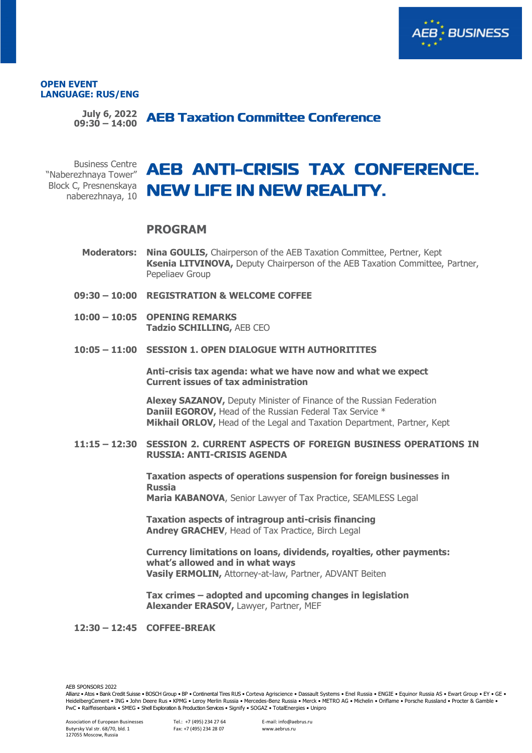AEB BUSINESS

**OPEN EVENT**
**LANGUAGE: RUS/ENG**

**July 6, 2022**
**09:30 – 14:00**

## AEB Taxation Committee Conference

Business Centre "Naberezhnaya Tower" Block C, Presnenskaya naberezhnaya, 10

# AEB ANTI-CRISIS TAX CONFERENCE. NEW LIFE IN NEW REALITY.

## PROGRAM

**Moderators:** **Nina GOULIS,** Chairperson of the AEB Taxation Committee, Pertner, Kept
**Ksenia LITVINOVA,** Deputy Chairperson of the AEB Taxation Committee, Partner, Pepeliaev Group

**09:30 – 10:00** **REGISTRATION & WELCOME COFFEE**

**10:00 – 10:05** **OPENING REMARKS**
**Tadzio SCHILLING,** AEB CEO

**10:05 – 11:00** **SESSION 1. OPEN DIALOGUE WITH AUTHORITITES**

**Anti-crisis tax agenda: what we have now and what we expect**
**Current issues of tax administration**

**Alexey SAZANOV,** Deputy Minister of Finance of the Russian Federation
**Daniil EGOROV,** Head of the Russian Federal Tax Service *
**Mikhail ORLOV,** Head of the Legal and Taxation Department, Partner, Kept

**11:15 – 12:30** **SESSION 2. CURRENT ASPECTS OF FOREIGN BUSINESS OPERATIONS IN RUSSIA: ANTI-CRISIS AGENDA**

**Taxation aspects of operations suspension for foreign businesses in Russia**
**Maria KABANOVA**, Senior Lawyer of Tax Practice, SEAMLESS Legal

**Taxation aspects of intragroup anti-crisis financing**
**Andrey GRACHEV**, Head of Tax Practice, Birch Legal

**Currency limitations on loans, dividends, royalties, other payments: what's allowed and in what ways**
**Vasily ERMOLIN,** Attorney-at-law, Partner, ADVANT Beiten

**Tax crimes – adopted and upcoming changes in legislation**
**Alexander ERASOV,** Lawyer, Partner, MEF

**12:30 – 12:45** **COFFEE-BREAK**

AEB SPONSORS 2022
Allianz • Atos • Bank Credit Suisse • BOSCH Group • BP • Continental Tires RUS • Corteva Agriscience • Dassault Systems • Enel Russia • ENGIE • Equinor Russia AS • Ewart Group • EY • GE • HeidelbergCement • ING • John Deere Rus • KPMG • Leroy Merlin Russia • Mercedes-Benz Russia • Merck • METRO AG • Michelin • Oriflame • Porsche Russland • Procter & Gamble • PwC • Raiffeisenbank • SMEG • Shell Exploration & Production Services • Signify • SOGAZ • TotalEnergies • Unipro

Association of European Businesses
Butyrsky Val str. 68/70, bld. 1
127055 Moscow, Russia

Tel.: +7 (495) 234 27 64
Fax: +7 (495) 234 28 07

E-mail: info@aebrus.ru
www.aebrus.ru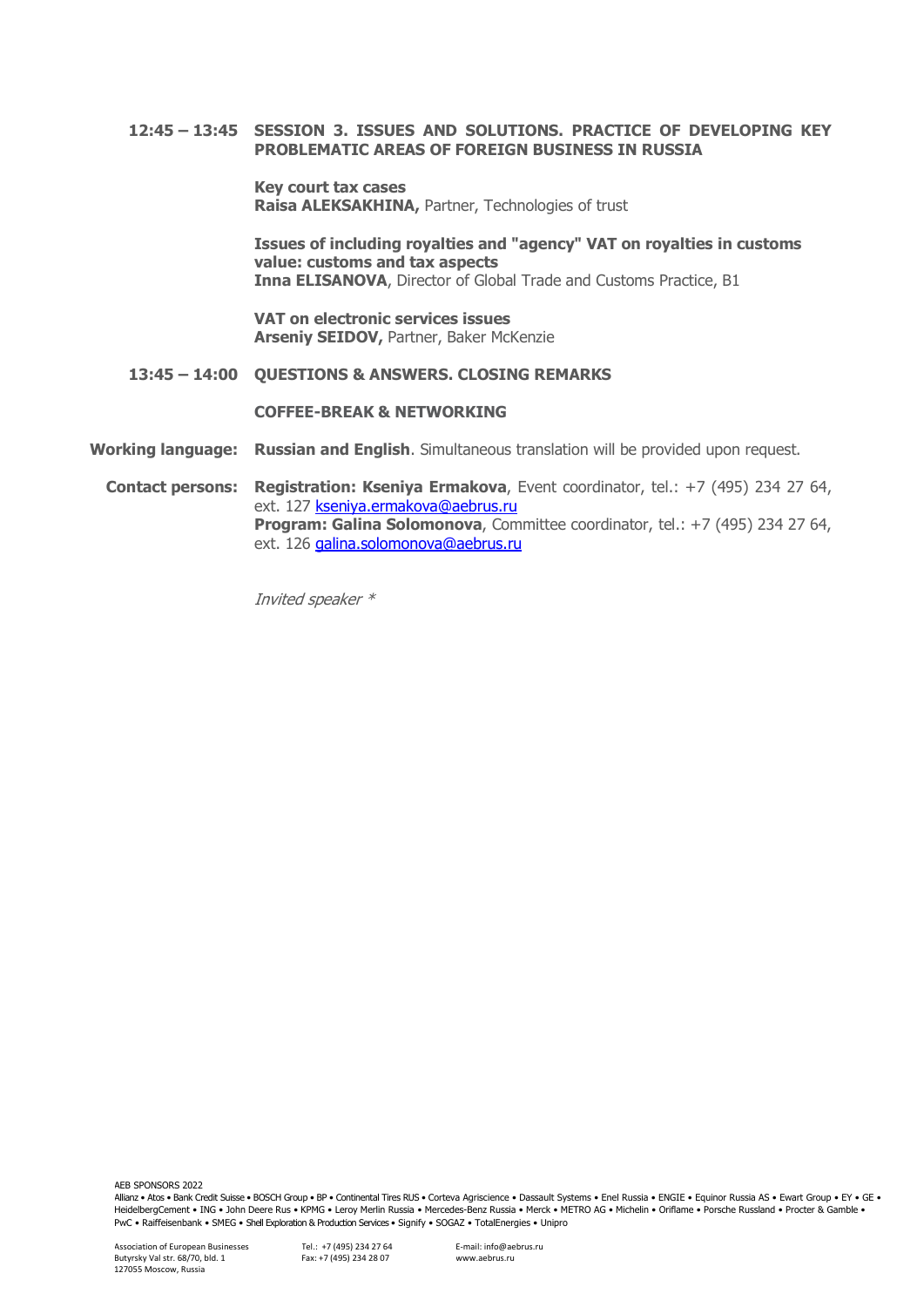**12:45 – 13:45** **SESSION 3. ISSUES AND SOLUTIONS. PRACTICE OF DEVELOPING KEY PROBLEMATIC AREAS OF FOREIGN BUSINESS IN RUSSIA**

**Key court tax cases**
**Raisa ALEKSAKHINA,** Partner, Technologies of trust

**Issues of including royalties and "agency" VAT on royalties in customs value: customs and tax aspects**
**Inna ELISANOVA**, Director of Global Trade and Customs Practice, B1

**VAT on electronic services issues**
**Arseniy SEIDOV,** Partner, Baker McKenzie

**13:45 – 14:00** **QUESTIONS & ANSWERS. CLOSING REMARKS**

**COFFEE-BREAK & NETWORKING**

**Working language:** **Russian and English**. Simultaneous translation will be provided upon request.

**Contact persons:** **Registration: Kseniya Ermakova**, Event coordinator, tel.: +7 (495) 234 27 64, ext. 127 kseniya.ermakova@aebrus.ru
**Program: Galina Solomonova**, Committee coordinator, tel.: +7 (495) 234 27 64, ext. 126 galina.solomonova@aebrus.ru

*Invited speaker \**

AEB SPONSORS 2022
Allianz • Atos • Bank Credit Suisse • BOSCH Group • BP • Continental Tires RUS • Corteva Agriscience • Dassault Systems • Enel Russia • ENGIE • Equinor Russia AS • Ewart Group • EY • GE • HeidelbergCement • ING • John Deere Rus • KPMG • Leroy Merlin Russia • Mercedes-Benz Russia • Merck • METRO AG • Michelin • Oriflame • Porsche Russland • Procter & Gamble • PwC • Raiffeisenbank • SMEG • Shell Exploration & Production Services • Signify • SOGAZ • TotalEnergies • Unipro

Association of European Businesses
Butyrsky Val str. 68/70, bld. 1
127055 Moscow, Russia

Tel.: +7 (495) 234 27 64
Fax: +7 (495) 234 28 07

E-mail: info@aebrus.ru
www.aebrus.ru